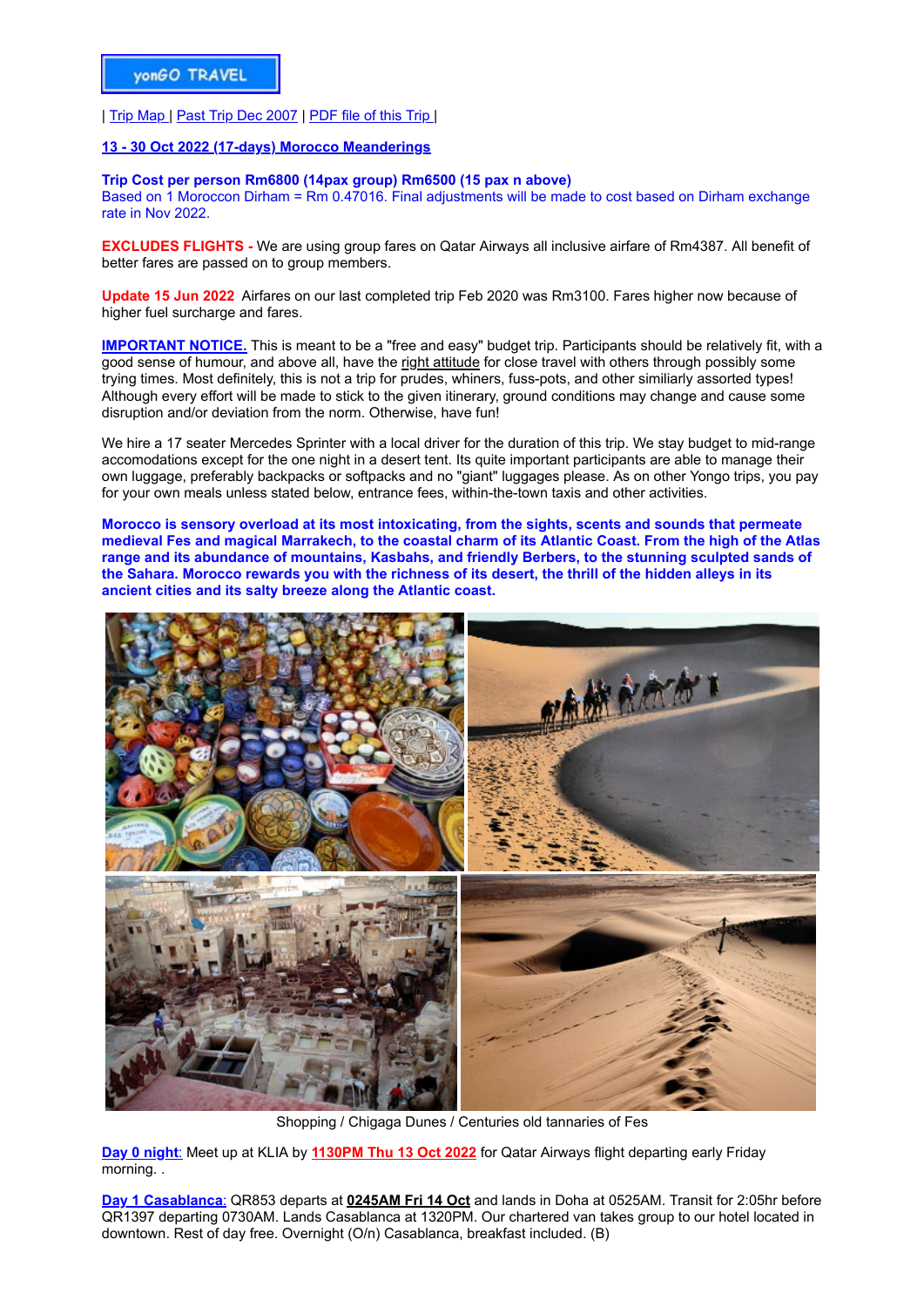yonGO TRAVEL

| Trip Map | Past Trip Dec 2007 | PDF file of this Trip |

**13 - 30 Oct 2022 (17-days) Morocco Meanderings**

**Trip Cost per person Rm6800 (14pax group) Rm6500 (15 pax n above)**
Based on 1 Moroccon Dirham = Rm 0.47016. Final adjustments will be made to cost based on Dirham exchange rate in Nov 2022.

**EXCLUDES FLIGHTS -** We are using group fares on Qatar Airways all inclusive airfare of Rm4387. All benefit of better fares are passed on to group members.

**Update 15 Jun 2022** Airfares on our last completed trip Feb 2020 was Rm3100. Fares higher now because of higher fuel surcharge and fares.

**IMPORTANT NOTICE.** This is meant to be a "free and easy" budget trip. Participants should be relatively fit, with a good sense of humour, and above all, have the right attitude for close travel with others through possibly some trying times. Most definitely, this is not a trip for prudes, whiners, fuss-pots, and other similiarly assorted types! Although every effort will be made to stick to the given itinerary, ground conditions may change and cause some disruption and/or deviation from the norm. Otherwise, have fun!

We hire a 17 seater Mercedes Sprinter with a local driver for the duration of this trip. We stay budget to mid-range accomodations except for the one night in a desert tent. Its quite important participants are able to manage their own luggage, preferably backpacks or softpacks and no "giant" luggages please. As on other Yongo trips, you pay for your own meals unless stated below, entrance fees, within-the-town taxis and other activities.

**Morocco is sensory overload at its most intoxicating, from the sights, scents and sounds that permeate medieval Fes and magical Marrakech, to the coastal charm of its Atlantic Coast. From the high of the Atlas range and its abundance of mountains, Kasbahs, and friendly Berbers, to the stunning sculpted sands of the Sahara. Morocco rewards you with the richness of its desert, the thrill of the hidden alleys in its ancient cities and its salty breeze along the Atlantic coast.**

Shopping / Chigaga Dunes / Centuries old tanneries of Fes

**Day 0 night**: Meet up at KLIA by **1130PM Thu 13 Oct 2022** for Qatar Airways flight departing early Friday morning. .

**Day 1 Casablanca**: QR853 departs at **0245AM Fri 14 Oct** and lands in Doha at 0525AM. Transit for 2:05hr before QR1397 departing 0730AM. Lands Casablanca at 1320PM. Our chartered van takes group to our hotel located in downtown. Rest of day free. Overnight (O/n) Casablanca, breakfast included. (B)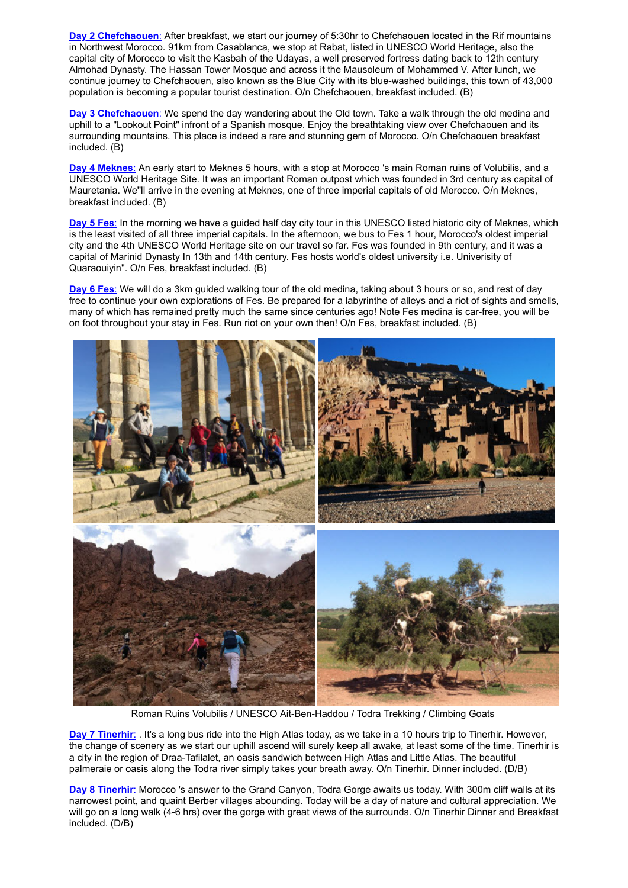**[Day 2 Chefchaouen](#):** After breakfast, we start our journey of 5:30hr to Chefchaouen located in the Rif mountains in Northwest Morocco. 91km from Casablanca, we stop at Rabat, listed in UNESCO World Heritage, also the capital city of Morocco to visit the Kasbah of the Udayas, a well preserved fortress dating back to 12th century Almohad Dynasty. The Hassan Tower Mosque and across it the Mausoleum of Mohammed V. After lunch, we continue journey to Chefchaouen, also known as the Blue City with its blue-washed buildings, this town of 43,000 population is becoming a popular tourist destination. O/n Chefchaouen, breakfast included. (B)

**[Day 3 Chefchaouen](#):** We spend the day wandering about the Old town. Take a walk through the old medina and uphill to a "Lookout Point" infront of a Spanish mosque. Enjoy the breathtaking view over Chefchaouen and its surrounding mountains. This place is indeed a rare and stunning gem of Morocco. O/n Chefchaouen breakfast included. (B)

**[Day 4 Meknes](#):** An early start to Meknes 5 hours, with a stop at Morocco 's main Roman ruins of Volubilis, and a UNESCO World Heritage Site. It was an important Roman outpost which was founded in 3rd century as capital of Mauretania. We''ll arrive in the evening at Meknes, one of three imperial capitals of old Morocco. O/n Meknes, breakfast included. (B)

**[Day 5 Fes](#):** In the morning we have a guided half day city tour in this UNESCO listed historic city of Meknes, which is the least visited of all three imperial capitals. In the afternoon, we bus to Fes 1 hour, Morocco's oldest imperial city and the 4th UNESCO World Heritage site on our travel so far. Fes was founded in 9th century, and it was a capital of Marinid Dynasty In 13th and 14th century. Fes hosts world's oldest university i.e. Univerisity of Quaraouiyin". O/n Fes, breakfast included. (B)

**[Day 6 Fes](#):** We will do a 3km guided walking tour of the old medina, taking about 3 hours or so, and rest of day free to continue your own explorations of Fes. Be prepared for a labyrinthe of alleys and a riot of sights and smells, many of which has remained pretty much the same since centuries ago! Note Fes medina is car-free, you will be on foot throughout your stay in Fes. Run riot on your own then! O/n Fes, breakfast included. (B)

Roman Ruins Volubilis / UNESCO Ait-Ben-Haddou / Todra Trekking / Climbing Goats

**[Day 7 Tinerhir](#):** . It's a long bus ride into the High Atlas today, as we take in a 10 hours trip to Tinerhir. However, the change of scenery as we start our uphill ascend will surely keep all awake, at least some of the time. Tinerhir is a city in the region of Draa-Tafilalet, an oasis sandwich between High Atlas and Little Atlas. The beautiful palmeraie or oasis along the Todra river simply takes your breath away. O/n Tinerhir. Dinner included. (D/B)

**[Day 8 Tinerhir](#):** Morocco 's answer to the Grand Canyon, Todra Gorge awaits us today. With 300m cliff walls at its narrowest point, and quaint Berber villages abounding. Today will be a day of nature and cultural appreciation. We will go on a long walk (4-6 hrs) over the gorge with great views of the surrounds. O/n Tinerhir Dinner and Breakfast included. (D/B)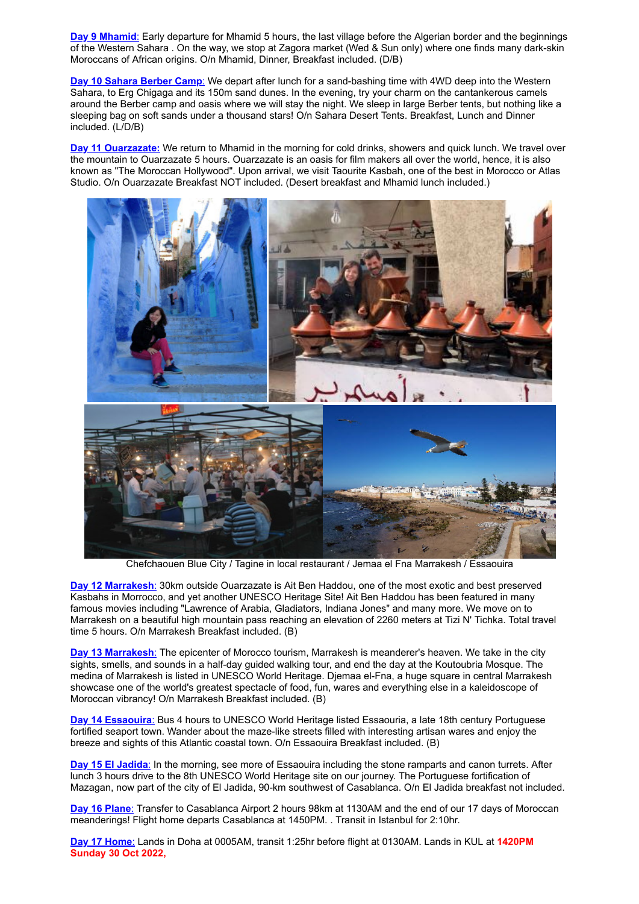**Day 9 Mhamid**: Early departure for Mhamid 5 hours, the last village before the Algerian border and the beginnings of the Western Sahara . On the way, we stop at Zagora market (Wed & Sun only) where one finds many dark-skin Moroccans of African origins. O/n Mhamid, Dinner, Breakfast included. (D/B)

**Day 10 Sahara Berber Camp**: We depart after lunch for a sand-bashing time with 4WD deep into the Western Sahara, to Erg Chigaga and its 150m sand dunes. In the evening, try your charm on the cantankerous camels around the Berber camp and oasis where we will stay the night. We sleep in large Berber tents, but nothing like a sleeping bag on soft sands under a thousand stars! O/n Sahara Desert Tents. Breakfast, Lunch and Dinner included. (L/D/B)

**Day 11 Ouarzazate:** We return to Mhamid in the morning for cold drinks, showers and quick lunch. We travel over the mountain to Ouarzazate 5 hours. Ouarzazate is an oasis for film makers all over the world, hence, it is also known as "The Moroccan Hollywood". Upon arrival, we visit Taourite Kasbah, one of the best in Morocco or Atlas Studio. O/n Ouarzazate Breakfast NOT included. (Desert breakfast and Mhamid lunch included.)

Chefchaouen Blue City / Tagine in local restaurant / Jemaa el Fna Marrakesh / Essaouira

**Day 12 Marrakesh**: 30km outside Ouarzazate is Ait Ben Haddou, one of the most exotic and best preserved Kasbahs in Morrocco, and yet another UNESCO Heritage Site! Ait Ben Haddou has been featured in many famous movies including "Lawrence of Arabia, Gladiators, Indiana Jones" and many more. We move on to Marrakesh on a beautiful high mountain pass reaching an elevation of 2260 meters at Tizi N' Tichka. Total travel time 5 hours. O/n Marrakesh Breakfast included. (B)

**Day 13 Marrakesh**: The epicenter of Morocco tourism, Marrakesh is meanderer's heaven. We take in the city sights, smells, and sounds in a half-day guided walking tour, and end the day at the Koutoubria Mosque. The medina of Marrakesh is listed in UNESCO World Heritage. Djemaa el-Fna, a huge square in central Marrakesh showcase one of the world's greatest spectacle of food, fun, wares and everything else in a kaleidoscope of Moroccan vibrancy! O/n Marrakesh Breakfast included. (B)

**Day 14 Essaouira**: Bus 4 hours to UNESCO World Heritage listed Essaouria, a late 18th century Portuguese fortified seaport town. Wander about the maze-like streets filled with interesting artisan wares and enjoy the breeze and sights of this Atlantic coastal town. O/n Essaouira Breakfast included. (B)

**Day 15 El Jadida**: In the morning, see more of Essaouira including the stone ramparts and canon turrets. After lunch 3 hours drive to the 8th UNESCO World Heritage site on our journey. The Portuguese fortification of Mazagan, now part of the city of El Jadida, 90-km southwest of Casablanca. O/n El Jadida breakfast not included.

**Day 16 Plane**: Transfer to Casablanca Airport 2 hours 98km at 1130AM and the end of our 17 days of Moroccan meanderings! Flight home departs Casablanca at 1450PM. . Transit in Istanbul for 2:10hr.

**Day 17 Home**: Lands in Doha at 0005AM, transit 1:25hr before flight at 0130AM. Lands in KUL at **1420PM Sunday 30 Oct 2022,**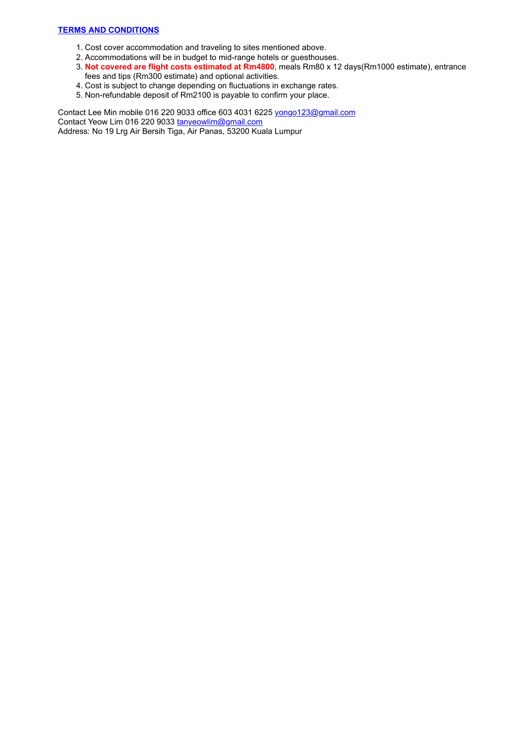**TERMS AND CONDITIONS**

1. Cost cover accommodation and traveling to sites mentioned above.
2. Accommodations will be in budget to mid-range hotels or guesthouses.
3. **Not covered are flight costs estimated at Rm4800**, meals Rm80 x 12 days(Rm1000 estimate), entrance fees and tips (Rm300 estimate) and optional activities.
4. Cost is subject to change depending on fluctuations in exchange rates.
5. Non-refundable deposit of Rm2100 is payable to confirm your place.

Contact Lee Min mobile 016 220 9033 office 603 4031 6225 yongo123@gmail.com
Contact Yeow Lim 016 220 9033 tanyeowlim@gmail.com
Address: No 19 Lrg Air Bersih Tiga, Air Panas, 53200 Kuala Lumpur